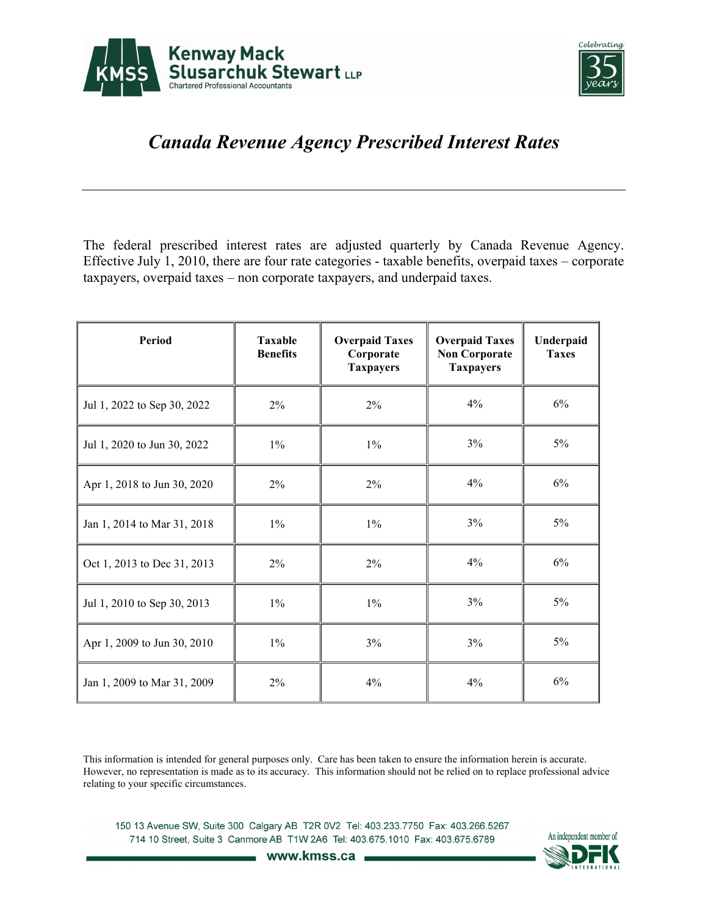Kenway Mack Slusarchuk Stewart LLP
Chartered Professional Accountants

Celebrating 35 years

# *Canada Revenue Agency Prescribed Interest Rates*

---

The federal prescribed interest rates are adjusted quarterly by Canada Revenue Agency. Effective July 1, 2010, there are four rate categories - taxable benefits, overpaid taxes – corporate taxpayers, overpaid taxes – non corporate taxpayers, and underpaid taxes.

| Period | Taxable Benefits | Overpaid Taxes Corporate Taxpayers | Overpaid Taxes Non Corporate Taxpayers | Underpaid Taxes |
|---|---|---|---|---|
| Jul 1, 2022 to Sep 30, 2022 | 2% | 2% | 4% | 6% |
| Jul 1, 2020 to Jun 30, 2022 | 1% | 1% | 3% | 5% |
| Apr 1, 2018 to Jun 30, 2020 | 2% | 2% | 4% | 6% |
| Jan 1, 2014 to Mar 31, 2018 | 1% | 1% | 3% | 5% |
| Oct 1, 2013 to Dec 31, 2013 | 2% | 2% | 4% | 6% |
| Jul 1, 2010 to Sep 30, 2013 | 1% | 1% | 3% | 5% |
| Apr 1, 2009 to Jun 30, 2010 | 1% | 3% | 3% | 5% |
| Jan 1, 2009 to Mar 31, 2009 | 2% | 4% | 4% | 6% |

This information is intended for general purposes only. Care has been taken to ensure the information herein is accurate. However, no representation is made as to its accuracy. This information should not be relied on to replace professional advice relating to your specific circumstances.

150 13 Avenue SW, Suite 300 Calgary AB T2R 0V2 Tel: 403.233.7750 Fax: 403.266.5267
714 10 Street, Suite 3 Canmore AB T1W 2A6 Tel: 403.675.1010 Fax: 403.675.6789
www.kmss.ca

An independent member of DFK International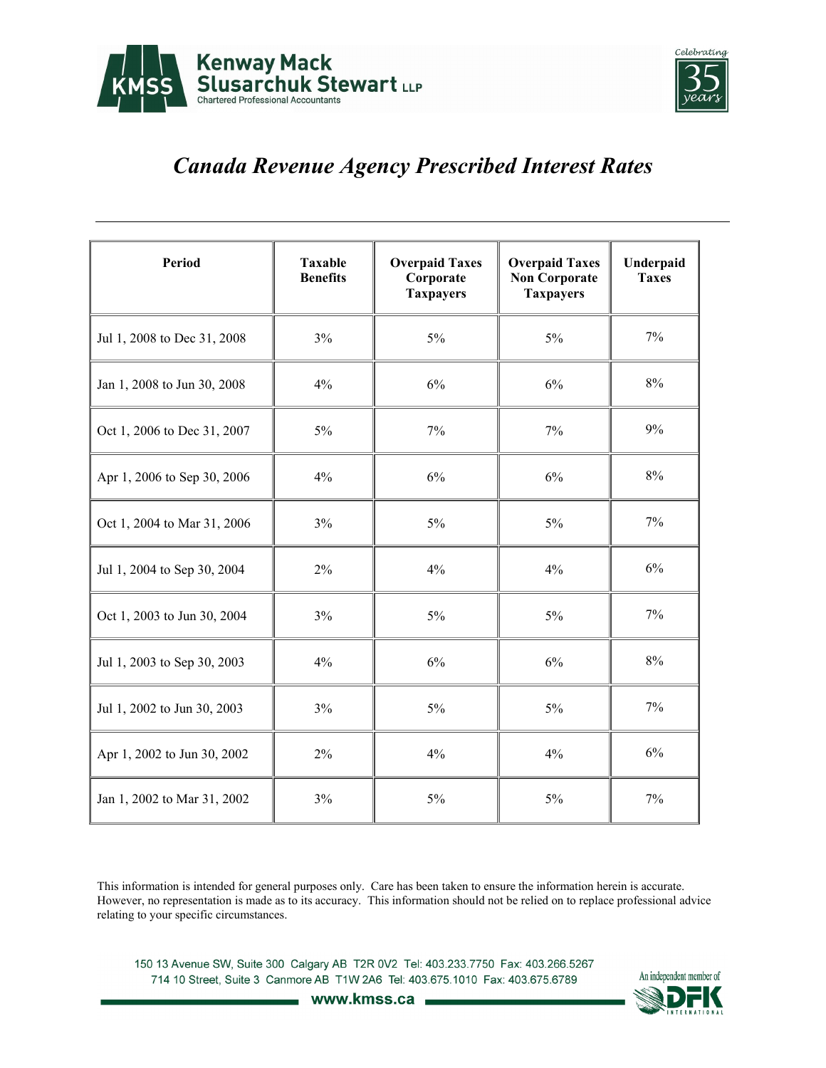# *Canada Revenue Agency Prescribed Interest Rates*

| Period | Taxable Benefits | Overpaid Taxes Corporate Taxpayers | Overpaid Taxes Non Corporate Taxpayers | Underpaid Taxes |
|---|---|---|---|---|
| Jul 1, 2008 to Dec 31, 2008 | 3% | 5% | 5% | 7% |
| Jan 1, 2008 to Jun 30, 2008 | 4% | 6% | 6% | 8% |
| Oct 1, 2006 to Dec 31, 2007 | 5% | 7% | 7% | 9% |
| Apr 1, 2006 to Sep 30, 2006 | 4% | 6% | 6% | 8% |
| Oct 1, 2004 to Mar 31, 2006 | 3% | 5% | 5% | 7% |
| Jul 1, 2004 to Sep 30, 2004 | 2% | 4% | 4% | 6% |
| Oct 1, 2003 to Jun 30, 2004 | 3% | 5% | 5% | 7% |
| Jul 1, 2003 to Sep 30, 2003 | 4% | 6% | 6% | 8% |
| Jul 1, 2002 to Jun 30, 2003 | 3% | 5% | 5% | 7% |
| Apr 1, 2002 to Jun 30, 2002 | 2% | 4% | 4% | 6% |
| Jan 1, 2002 to Mar 31, 2002 | 3% | 5% | 5% | 7% |

This information is intended for general purposes only. Care has been taken to ensure the information herein is accurate. However, no representation is made as to its accuracy. This information should not be relied on to replace professional advice relating to your specific circumstances.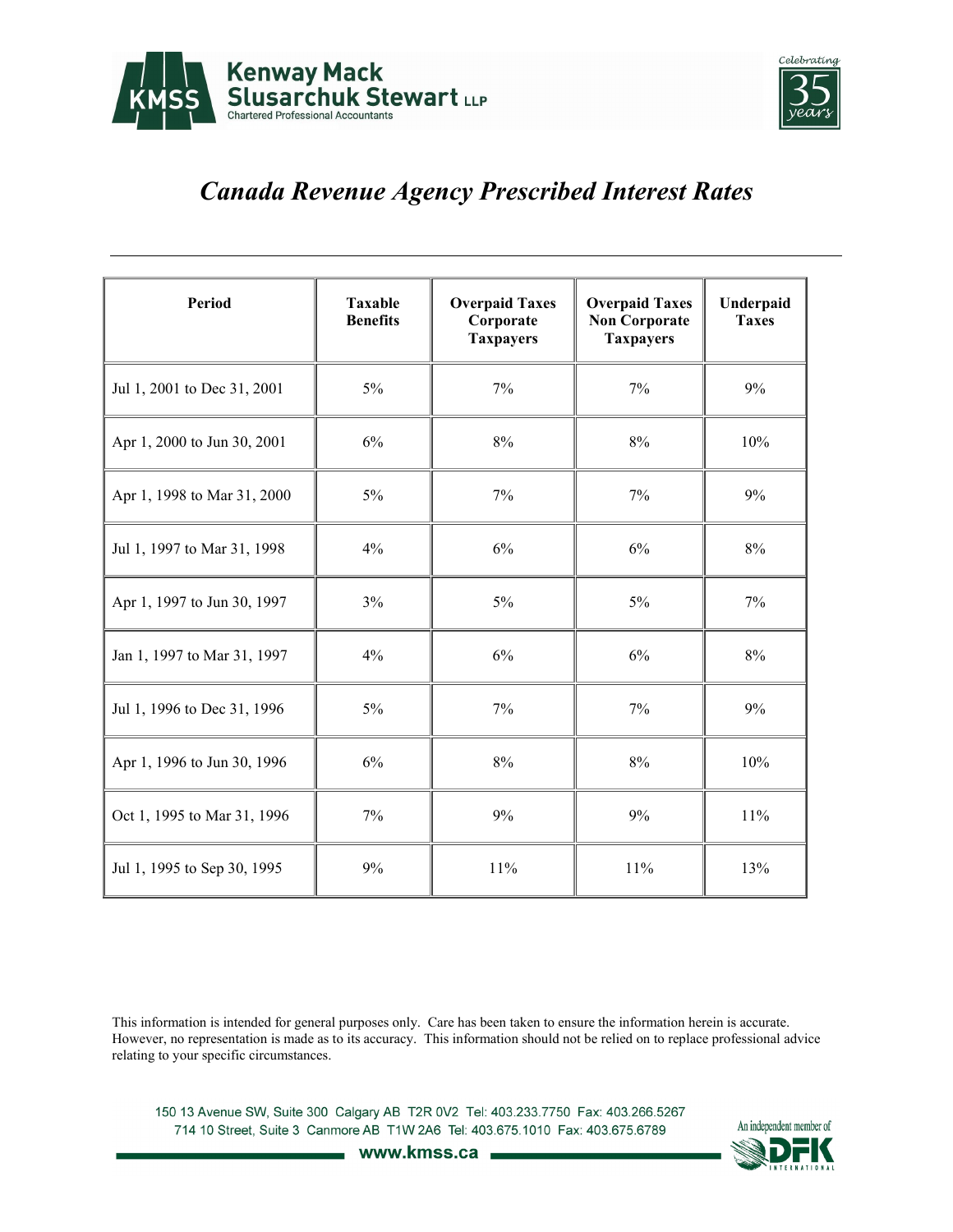# *Canada Revenue Agency Prescribed Interest Rates*

| Period | Taxable Benefits | Overpaid Taxes Corporate Taxpayers | Overpaid Taxes Non Corporate Taxpayers | Underpaid Taxes |
|---|---|---|---|---|
| Jul 1, 2001 to Dec 31, 2001 | 5% | 7% | 7% | 9% |
| Apr 1, 2000 to Jun 30, 2001 | 6% | 8% | 8% | 10% |
| Apr 1, 1998 to Mar 31, 2000 | 5% | 7% | 7% | 9% |
| Jul 1, 1997 to Mar 31, 1998 | 4% | 6% | 6% | 8% |
| Apr 1, 1997 to Jun 30, 1997 | 3% | 5% | 5% | 7% |
| Jan 1, 1997 to Mar 31, 1997 | 4% | 6% | 6% | 8% |
| Jul 1, 1996 to Dec 31, 1996 | 5% | 7% | 7% | 9% |
| Apr 1, 1996 to Jun 30, 1996 | 6% | 8% | 8% | 10% |
| Oct 1, 1995 to Mar 31, 1996 | 7% | 9% | 9% | 11% |
| Jul 1, 1995 to Sep 30, 1995 | 9% | 11% | 11% | 13% |

This information is intended for general purposes only. Care has been taken to ensure the information herein is accurate. However, no representation is made as to its accuracy. This information should not be relied on to replace professional advice relating to your specific circumstances.